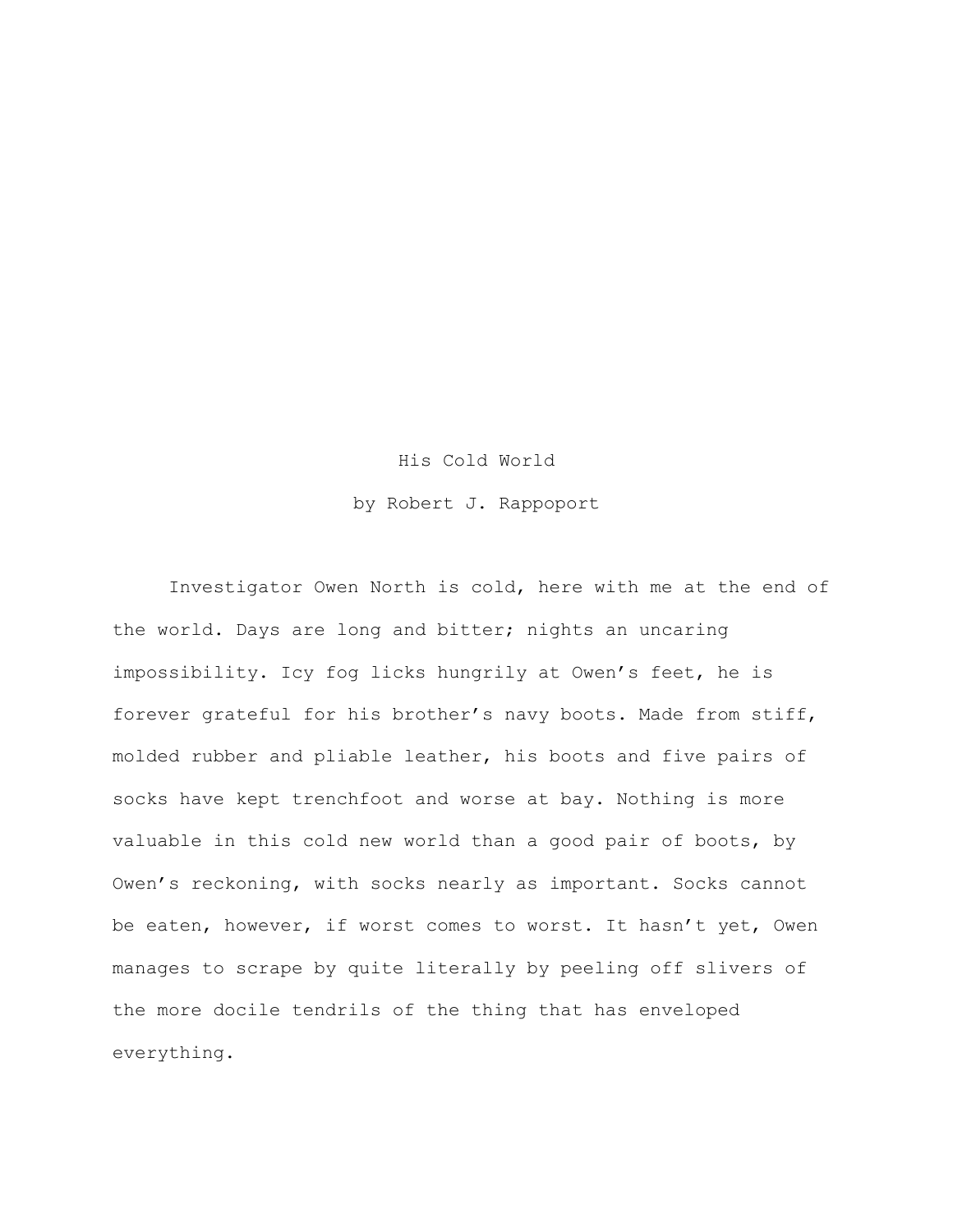# His Cold World

by Robert J. Rappoport

Investigator Owen North is cold, here with me at the end of the world. Days are long and bitter; nights an uncaring impossibility. Icy fog licks hungrily at Owen's feet, he is forever grateful for his brother's navy boots. Made from stiff, molded rubber and pliable leather, his boots and five pairs of socks have kept trenchfoot and worse at bay. Nothing is more valuable in this cold new world than a good pair of boots, by Owen's reckoning, with socks nearly as important. Socks cannot be eaten, however, if worst comes to worst. It hasn't yet, Owen manages to scrape by quite literally by peeling off slivers of the more docile tendrils of the thing that has enveloped everything.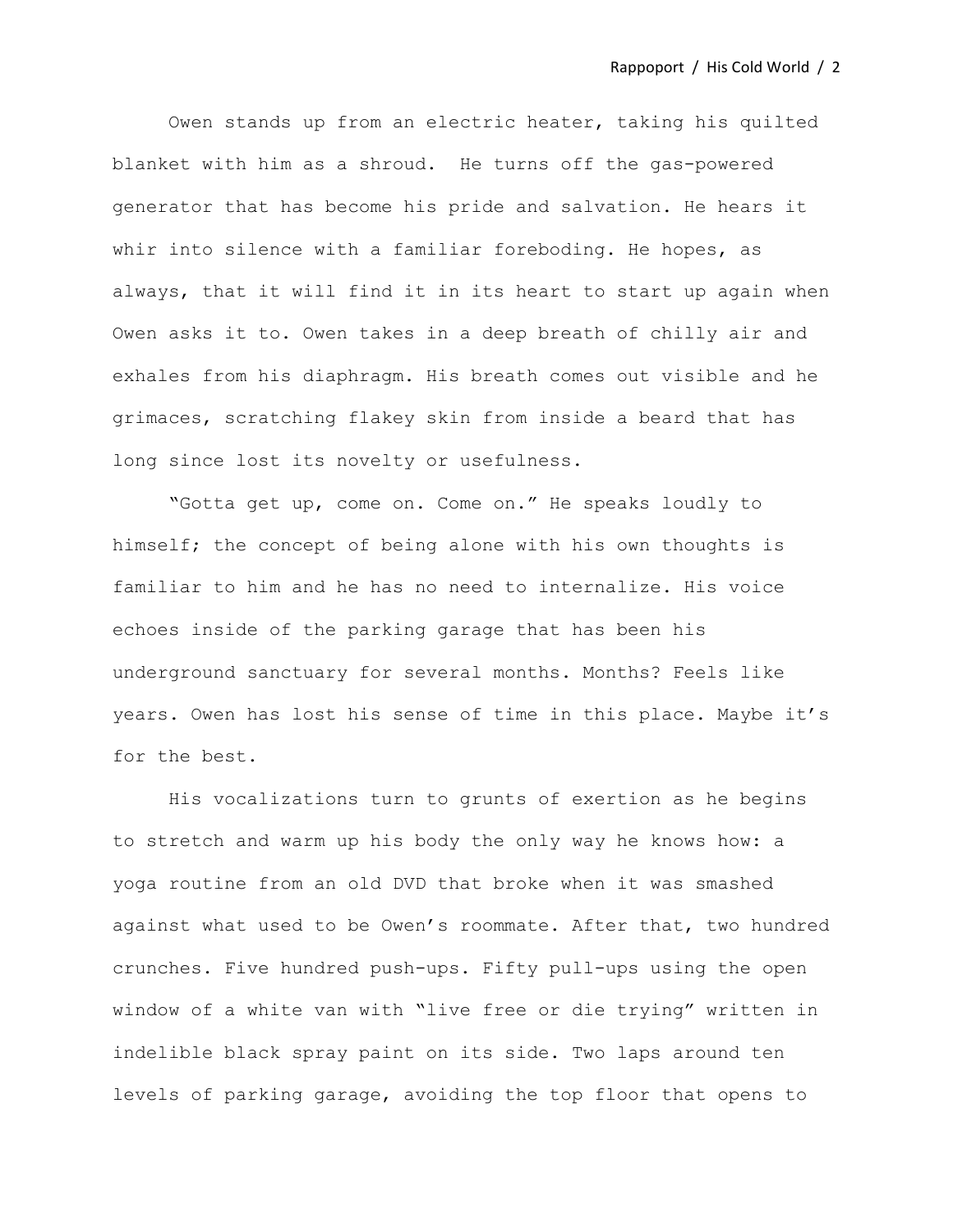Owen stands up from an electric heater, taking his quilted blanket with him as a shroud. He turns off the gas-powered generator that has become his pride and salvation. He hears it whir into silence with a familiar foreboding. He hopes, as always, that it will find it in its heart to start up again when Owen asks it to. Owen takes in a deep breath of chilly air and exhales from his diaphragm. His breath comes out visible and he grimaces, scratching flakey skin from inside a beard that has long since lost its novelty or usefulness.

"Gotta get up, come on. Come on." He speaks loudly to himself; the concept of being alone with his own thoughts is familiar to him and he has no need to internalize. His voice echoes inside of the parking garage that has been his underground sanctuary for several months. Months? Feels like years. Owen has lost his sense of time in this place. Maybe it's for the best.

His vocalizations turn to grunts of exertion as he begins to stretch and warm up his body the only way he knows how: a yoga routine from an old DVD that broke when it was smashed against what used to be Owen's roommate. After that, two hundred crunches. Five hundred push-ups. Fifty pull-ups using the open window of a white van with "live free or die trying" written in indelible black spray paint on its side. Two laps around ten levels of parking garage, avoiding the top floor that opens to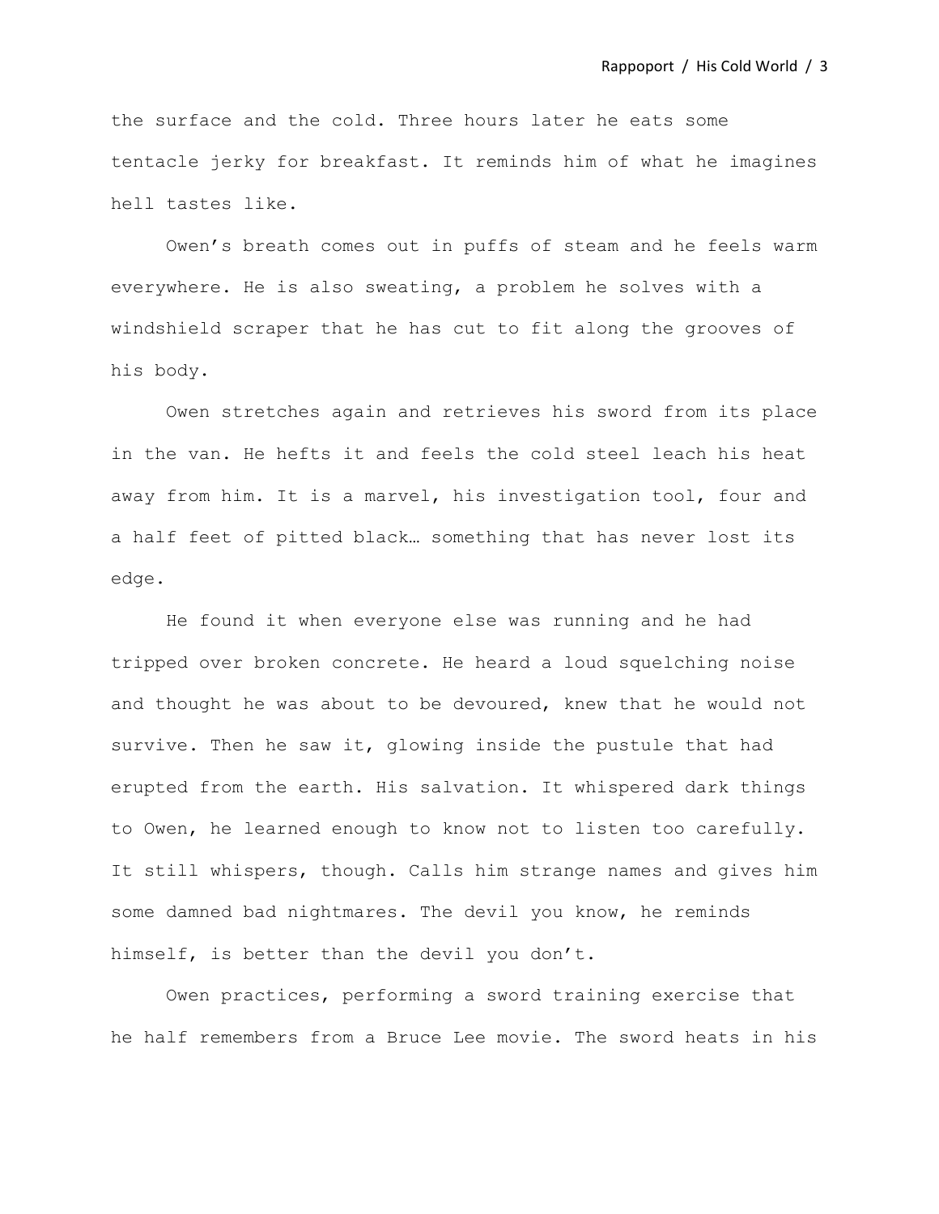the surface and the cold. Three hours later he eats some tentacle jerky for breakfast. It reminds him of what he imagines hell tastes like.

Owen's breath comes out in puffs of steam and he feels warm everywhere. He is also sweating, a problem he solves with a windshield scraper that he has cut to fit along the grooves of his body.

Owen stretches again and retrieves his sword from its place in the van. He hefts it and feels the cold steel leach his heat away from him. It is a marvel, his investigation tool, four and a half feet of pitted black… something that has never lost its edge.

He found it when everyone else was running and he had tripped over broken concrete. He heard a loud squelching noise and thought he was about to be devoured, knew that he would not survive. Then he saw it, glowing inside the pustule that had erupted from the earth. His salvation. It whispered dark things to Owen, he learned enough to know not to listen too carefully. It still whispers, though. Calls him strange names and gives him some damned bad nightmares. The devil you know, he reminds himself, is better than the devil you don't.

Owen practices, performing a sword training exercise that he half remembers from a Bruce Lee movie. The sword heats in his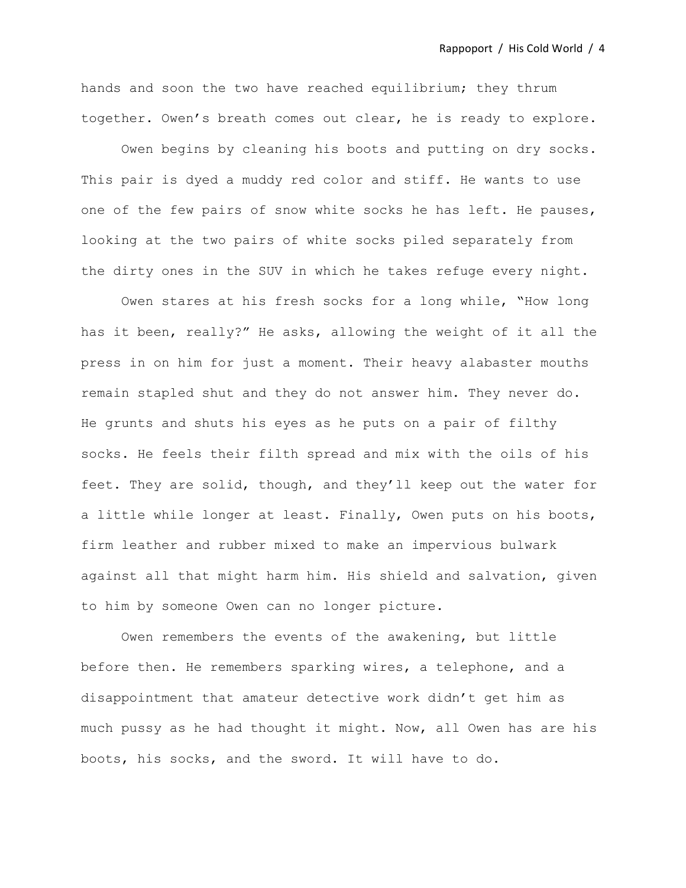hands and soon the two have reached equilibrium; they thrum together. Owen's breath comes out clear, he is ready to explore.

Owen begins by cleaning his boots and putting on dry socks. This pair is dyed a muddy red color and stiff. He wants to use one of the few pairs of snow white socks he has left. He pauses, looking at the two pairs of white socks piled separately from the dirty ones in the SUV in which he takes refuge every night.

Owen stares at his fresh socks for a long while, "How long has it been, really?" He asks, allowing the weight of it all the press in on him for just a moment. Their heavy alabaster mouths remain stapled shut and they do not answer him. They never do. He grunts and shuts his eyes as he puts on a pair of filthy socks. He feels their filth spread and mix with the oils of his feet. They are solid, though, and they'll keep out the water for a little while longer at least. Finally, Owen puts on his boots, firm leather and rubber mixed to make an impervious bulwark against all that might harm him. His shield and salvation, given to him by someone Owen can no longer picture.

Owen remembers the events of the awakening, but little before then. He remembers sparking wires, a telephone, and a disappointment that amateur detective work didn't get him as much pussy as he had thought it might. Now, all Owen has are his boots, his socks, and the sword. It will have to do.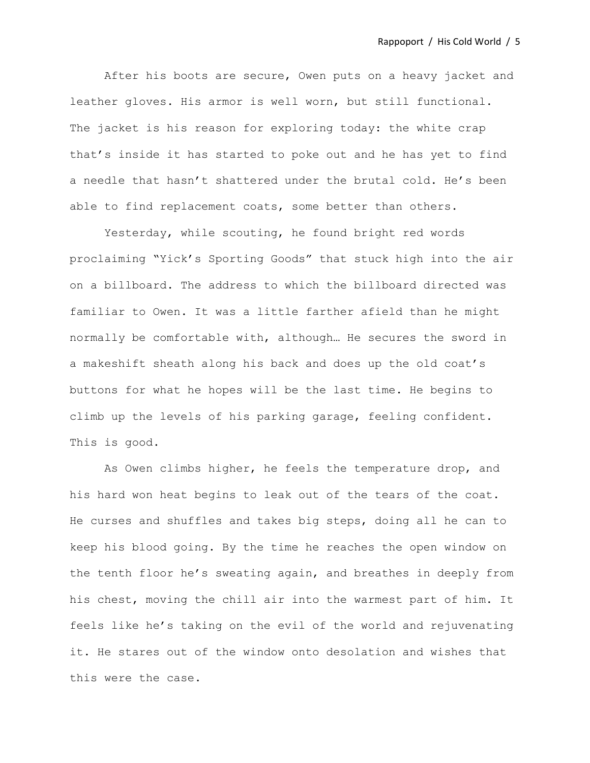After his boots are secure, Owen puts on a heavy jacket and leather gloves. His armor is well worn, but still functional. The jacket is his reason for exploring today: the white crap that's inside it has started to poke out and he has yet to find a needle that hasn't shattered under the brutal cold. He's been able to find replacement coats, some better than others.

Yesterday, while scouting, he found bright red words proclaiming "Yick's Sporting Goods" that stuck high into the air on a billboard. The address to which the billboard directed was familiar to Owen. It was a little farther afield than he might normally be comfortable with, although… He secures the sword in a makeshift sheath along his back and does up the old coat's buttons for what he hopes will be the last time. He begins to climb up the levels of his parking garage, feeling confident. This is good.

As Owen climbs higher, he feels the temperature drop, and his hard won heat begins to leak out of the tears of the coat. He curses and shuffles and takes big steps, doing all he can to keep his blood going. By the time he reaches the open window on the tenth floor he's sweating again, and breathes in deeply from his chest, moving the chill air into the warmest part of him. It feels like he's taking on the evil of the world and rejuvenating it. He stares out of the window onto desolation and wishes that this were the case.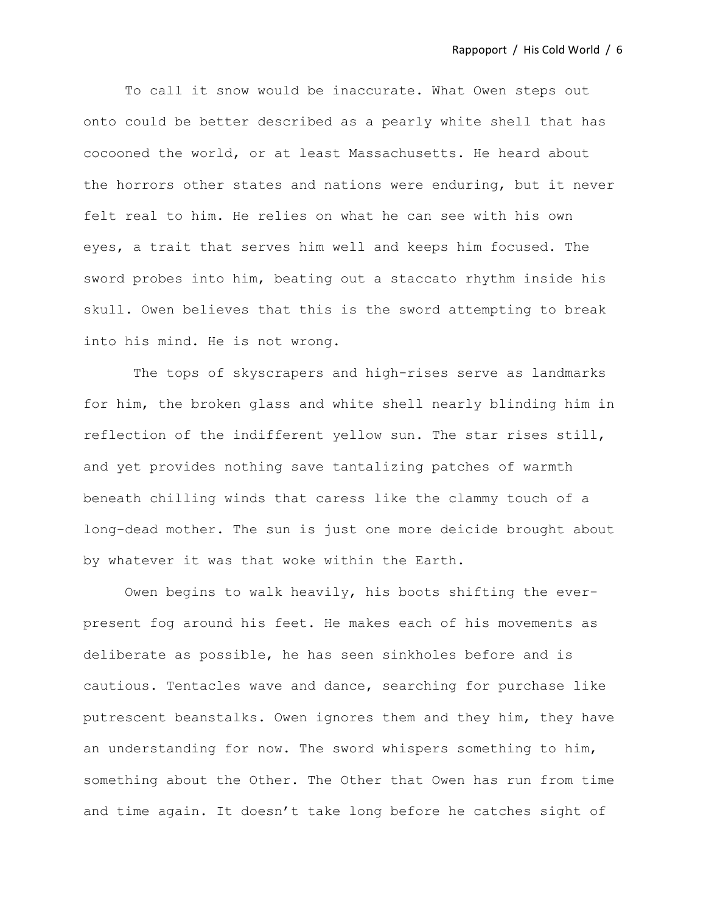To call it snow would be inaccurate. What Owen steps out onto could be better described as a pearly white shell that has cocooned the world, or at least Massachusetts. He heard about the horrors other states and nations were enduring, but it never felt real to him. He relies on what he can see with his own eyes, a trait that serves him well and keeps him focused. The sword probes into him, beating out a staccato rhythm inside his skull. Owen believes that this is the sword attempting to break into his mind. He is not wrong.

The tops of skyscrapers and high-rises serve as landmarks for him, the broken glass and white shell nearly blinding him in reflection of the indifferent yellow sun. The star rises still, and yet provides nothing save tantalizing patches of warmth beneath chilling winds that caress like the clammy touch of a long-dead mother. The sun is just one more deicide brought about by whatever it was that woke within the Earth.

Owen begins to walk heavily, his boots shifting the ever-present fog around his feet. He makes each of his movements as deliberate as possible, he has seen sinkholes before and is cautious. Tentacles wave and dance, searching for purchase like putrescent beanstalks. Owen ignores them and they him, they have an understanding for now. The sword whispers something to him, something about the Other. The Other that Owen has run from time and time again. It doesn't take long before he catches sight of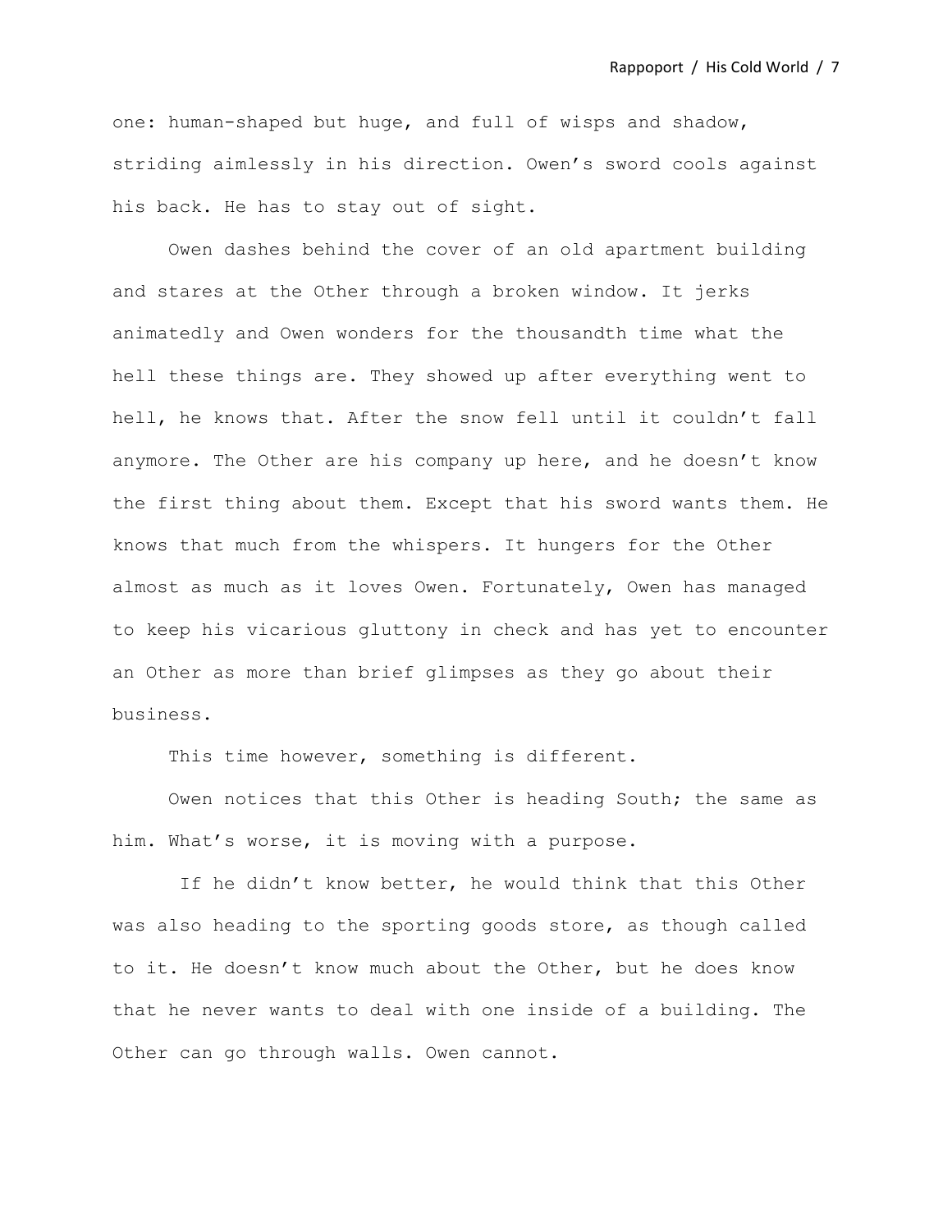one: human-shaped but huge, and full of wisps and shadow, striding aimlessly in his direction. Owen's sword cools against his back. He has to stay out of sight.

Owen dashes behind the cover of an old apartment building and stares at the Other through a broken window. It jerks animatedly and Owen wonders for the thousandth time what the hell these things are. They showed up after everything went to hell, he knows that. After the snow fell until it couldn't fall anymore. The Other are his company up here, and he doesn't know the first thing about them. Except that his sword wants them. He knows that much from the whispers. It hungers for the Other almost as much as it loves Owen. Fortunately, Owen has managed to keep his vicarious gluttony in check and has yet to encounter an Other as more than brief glimpses as they go about their business.

This time however, something is different.

Owen notices that this Other is heading South; the same as him. What's worse, it is moving with a purpose.

If he didn't know better, he would think that this Other was also heading to the sporting goods store, as though called to it. He doesn't know much about the Other, but he does know that he never wants to deal with one inside of a building. The Other can go through walls. Owen cannot.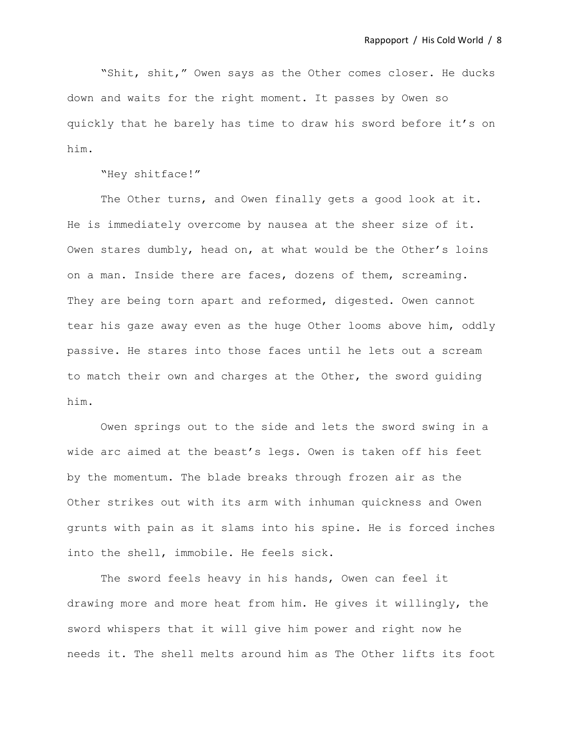"Shit, shit," Owen says as the Other comes closer. He ducks down and waits for the right moment. It passes by Owen so quickly that he barely has time to draw his sword before it's on him.

"Hey shitface!"

The Other turns, and Owen finally gets a good look at it. He is immediately overcome by nausea at the sheer size of it. Owen stares dumbly, head on, at what would be the Other's loins on a man. Inside there are faces, dozens of them, screaming. They are being torn apart and reformed, digested. Owen cannot tear his gaze away even as the huge Other looms above him, oddly passive. He stares into those faces until he lets out a scream to match their own and charges at the Other, the sword guiding him.

Owen springs out to the side and lets the sword swing in a wide arc aimed at the beast's legs. Owen is taken off his feet by the momentum. The blade breaks through frozen air as the Other strikes out with its arm with inhuman quickness and Owen grunts with pain as it slams into his spine. He is forced inches into the shell, immobile. He feels sick.

The sword feels heavy in his hands, Owen can feel it drawing more and more heat from him. He gives it willingly, the sword whispers that it will give him power and right now he needs it. The shell melts around him as The Other lifts its foot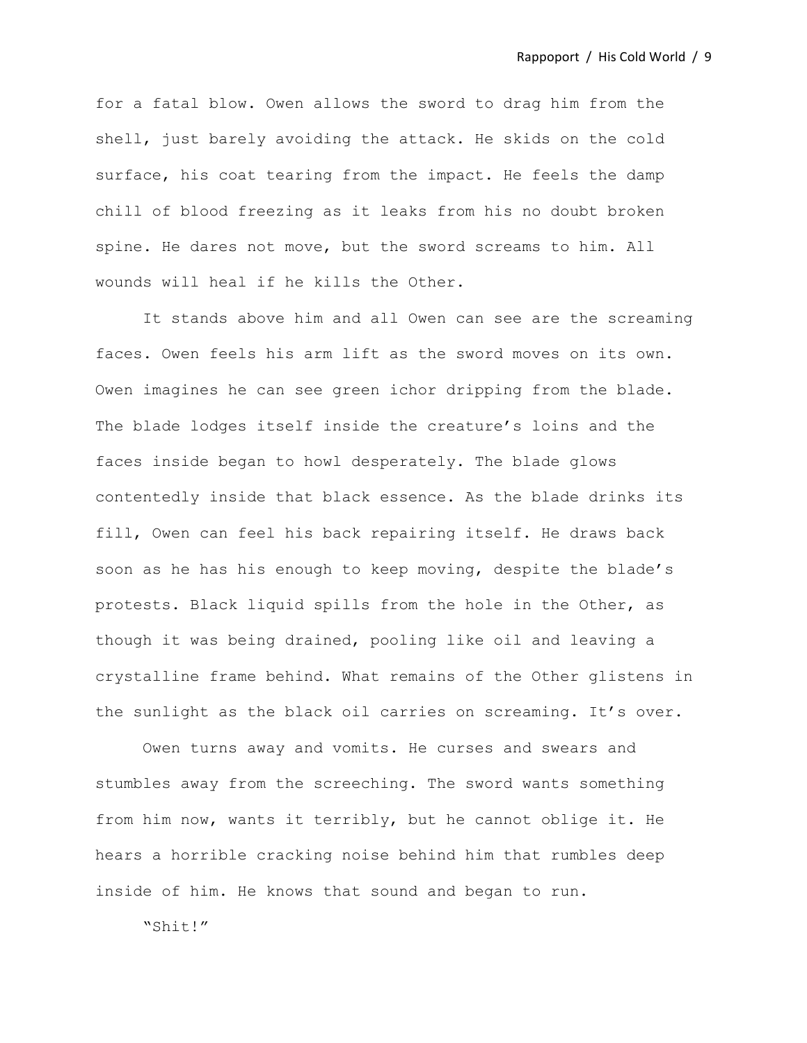for a fatal blow. Owen allows the sword to drag him from the shell, just barely avoiding the attack. He skids on the cold surface, his coat tearing from the impact. He feels the damp chill of blood freezing as it leaks from his no doubt broken spine. He dares not move, but the sword screams to him. All wounds will heal if he kills the Other.

It stands above him and all Owen can see are the screaming faces. Owen feels his arm lift as the sword moves on its own. Owen imagines he can see green ichor dripping from the blade. The blade lodges itself inside the creature's loins and the faces inside began to howl desperately. The blade glows contentedly inside that black essence. As the blade drinks its fill, Owen can feel his back repairing itself. He draws back soon as he has his enough to keep moving, despite the blade's protests. Black liquid spills from the hole in the Other, as though it was being drained, pooling like oil and leaving a crystalline frame behind. What remains of the Other glistens in the sunlight as the black oil carries on screaming. It's over.

Owen turns away and vomits. He curses and swears and stumbles away from the screeching. The sword wants something from him now, wants it terribly, but he cannot oblige it. He hears a horrible cracking noise behind him that rumbles deep inside of him. He knows that sound and began to run.

"Shit!"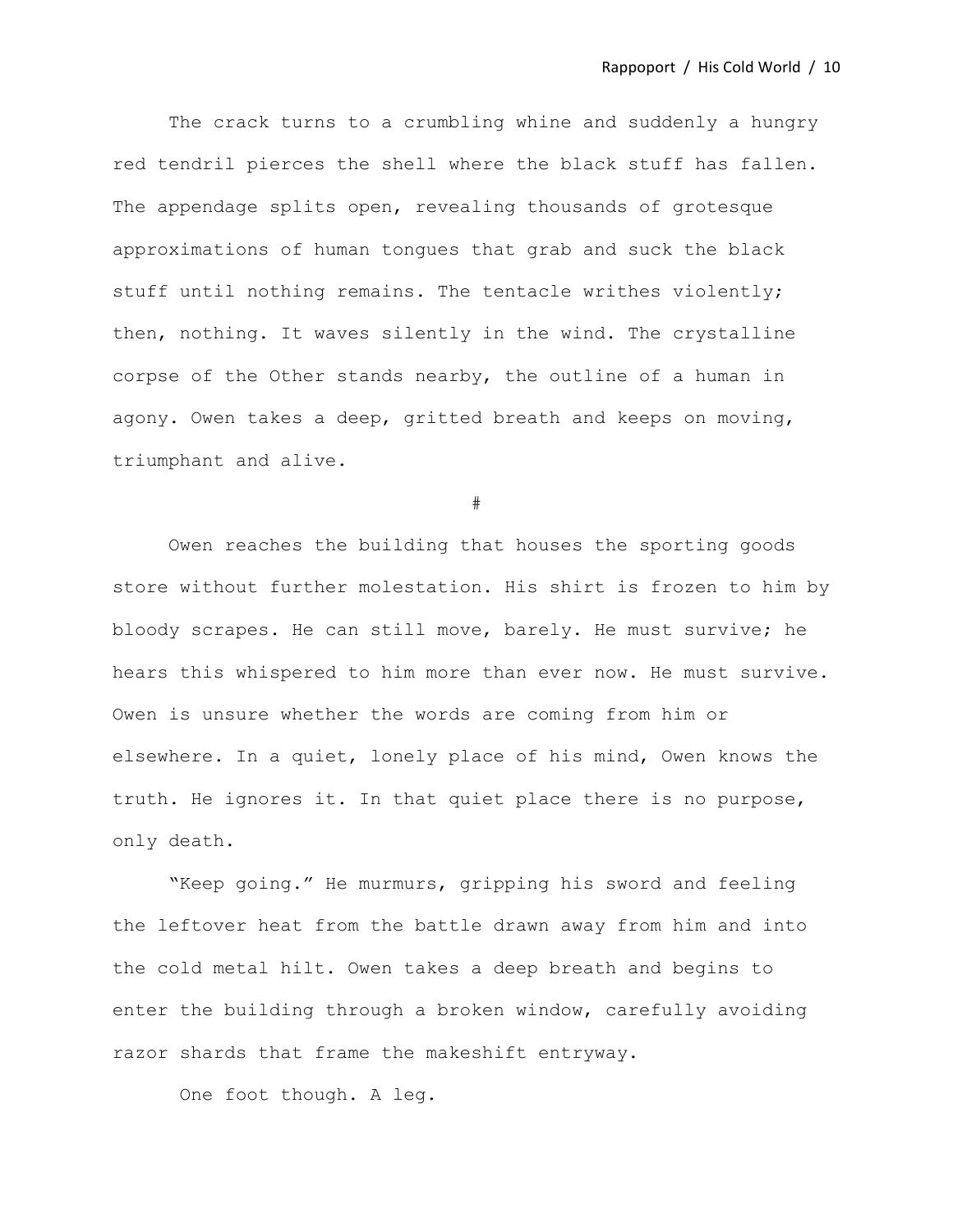The crack turns to a crumbling whine and suddenly a hungry red tendril pierces the shell where the black stuff has fallen. The appendage splits open, revealing thousands of grotesque approximations of human tongues that grab and suck the black stuff until nothing remains. The tentacle writhes violently; then, nothing. It waves silently in the wind. The crystalline corpse of the Other stands nearby, the outline of a human in agony. Owen takes a deep, gritted breath and keeps on moving, triumphant and alive.

#

Owen reaches the building that houses the sporting goods store without further molestation. His shirt is frozen to him by bloody scrapes. He can still move, barely. He must survive; he hears this whispered to him more than ever now. He must survive. Owen is unsure whether the words are coming from him or elsewhere. In a quiet, lonely place of his mind, Owen knows the truth. He ignores it. In that quiet place there is no purpose, only death.

"Keep going." He murmurs, gripping his sword and feeling the leftover heat from the battle drawn away from him and into the cold metal hilt. Owen takes a deep breath and begins to enter the building through a broken window, carefully avoiding razor shards that frame the makeshift entryway.

One foot though. A leg.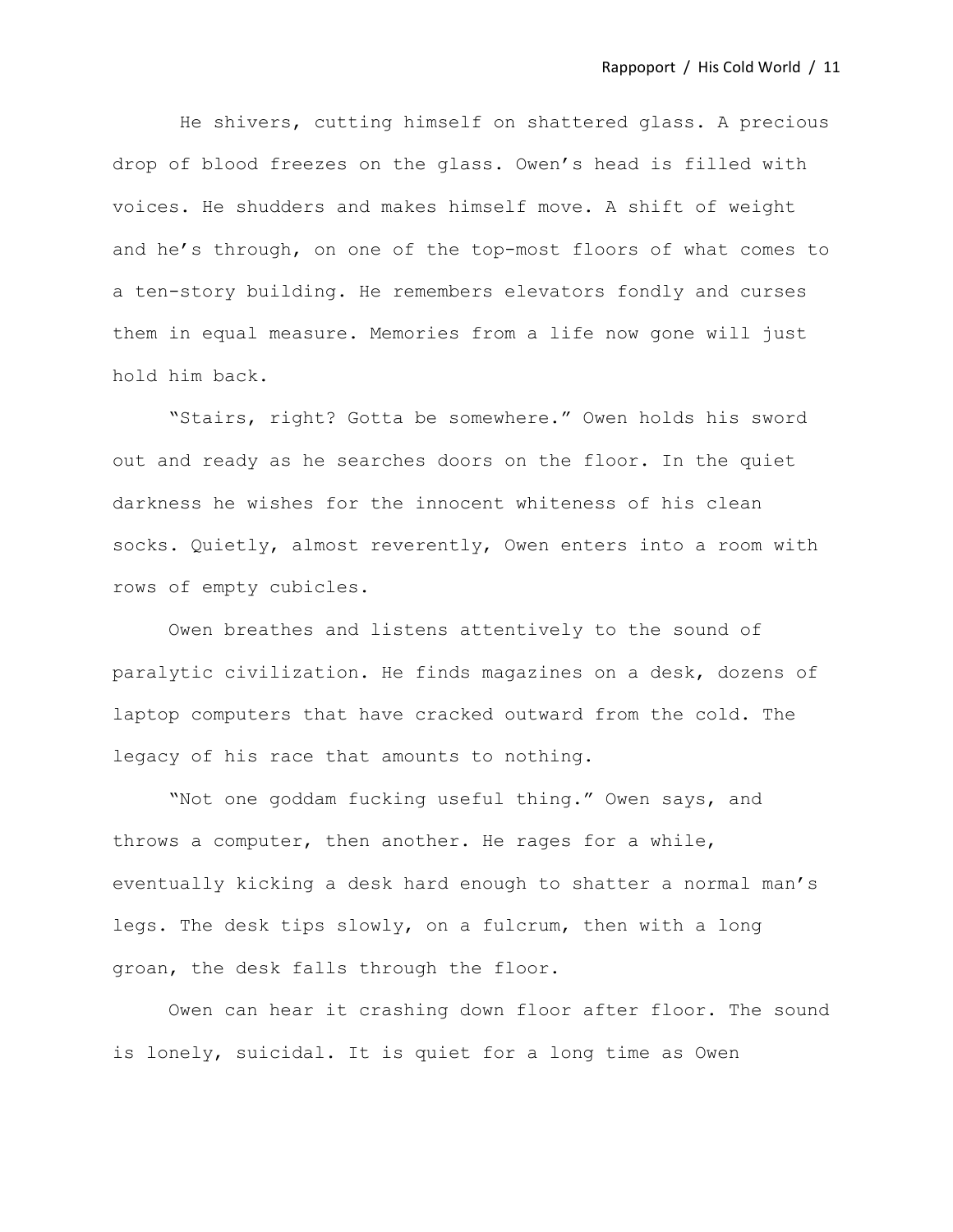He shivers, cutting himself on shattered glass. A precious drop of blood freezes on the glass. Owen's head is filled with voices. He shudders and makes himself move. A shift of weight and he's through, on one of the top-most floors of what comes to a ten-story building. He remembers elevators fondly and curses them in equal measure. Memories from a life now gone will just hold him back.

"Stairs, right? Gotta be somewhere." Owen holds his sword out and ready as he searches doors on the floor. In the quiet darkness he wishes for the innocent whiteness of his clean socks. Quietly, almost reverently, Owen enters into a room with rows of empty cubicles.

Owen breathes and listens attentively to the sound of paralytic civilization. He finds magazines on a desk, dozens of laptop computers that have cracked outward from the cold. The legacy of his race that amounts to nothing.

"Not one goddam fucking useful thing." Owen says, and throws a computer, then another. He rages for a while, eventually kicking a desk hard enough to shatter a normal man's legs. The desk tips slowly, on a fulcrum, then with a long groan, the desk falls through the floor.

Owen can hear it crashing down floor after floor. The sound is lonely, suicidal. It is quiet for a long time as Owen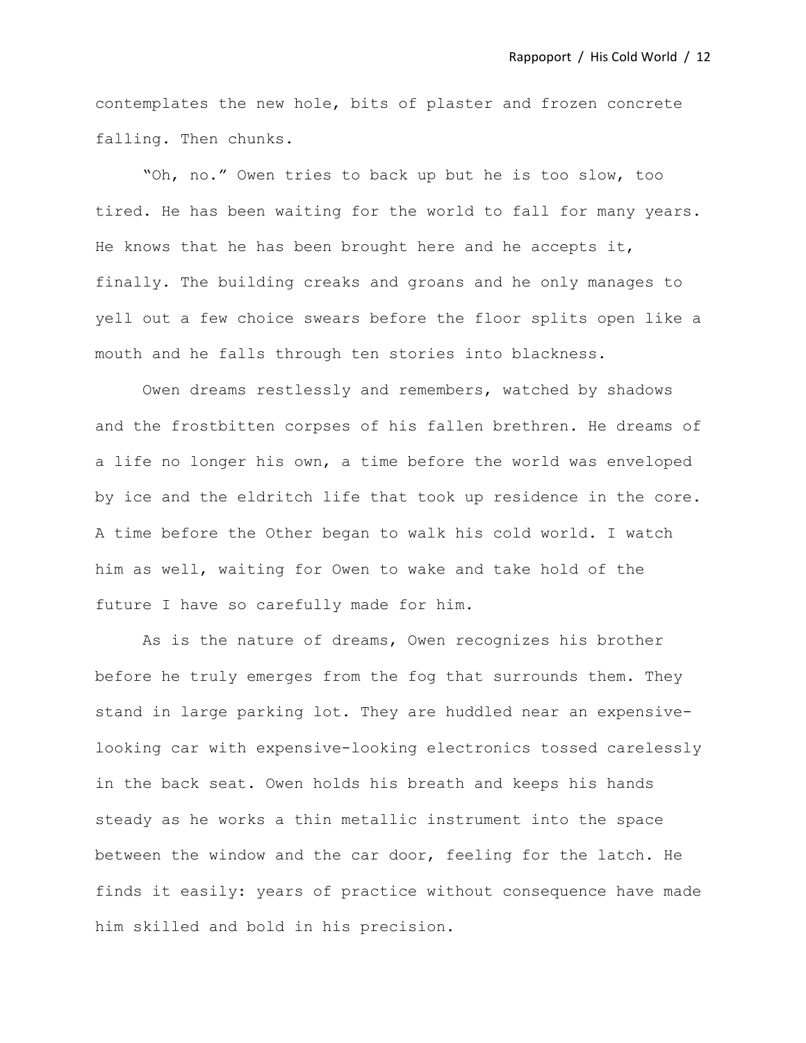contemplates the new hole, bits of plaster and frozen concrete falling. Then chunks.

"Oh, no." Owen tries to back up but he is too slow, too tired. He has been waiting for the world to fall for many years. He knows that he has been brought here and he accepts it, finally. The building creaks and groans and he only manages to yell out a few choice swears before the floor splits open like a mouth and he falls through ten stories into blackness.

Owen dreams restlessly and remembers, watched by shadows and the frostbitten corpses of his fallen brethren. He dreams of a life no longer his own, a time before the world was enveloped by ice and the eldritch life that took up residence in the core. A time before the Other began to walk his cold world. I watch him as well, waiting for Owen to wake and take hold of the future I have so carefully made for him.

As is the nature of dreams, Owen recognizes his brother before he truly emerges from the fog that surrounds them. They stand in large parking lot. They are huddled near an expensive-looking car with expensive-looking electronics tossed carelessly in the back seat. Owen holds his breath and keeps his hands steady as he works a thin metallic instrument into the space between the window and the car door, feeling for the latch. He finds it easily: years of practice without consequence have made him skilled and bold in his precision.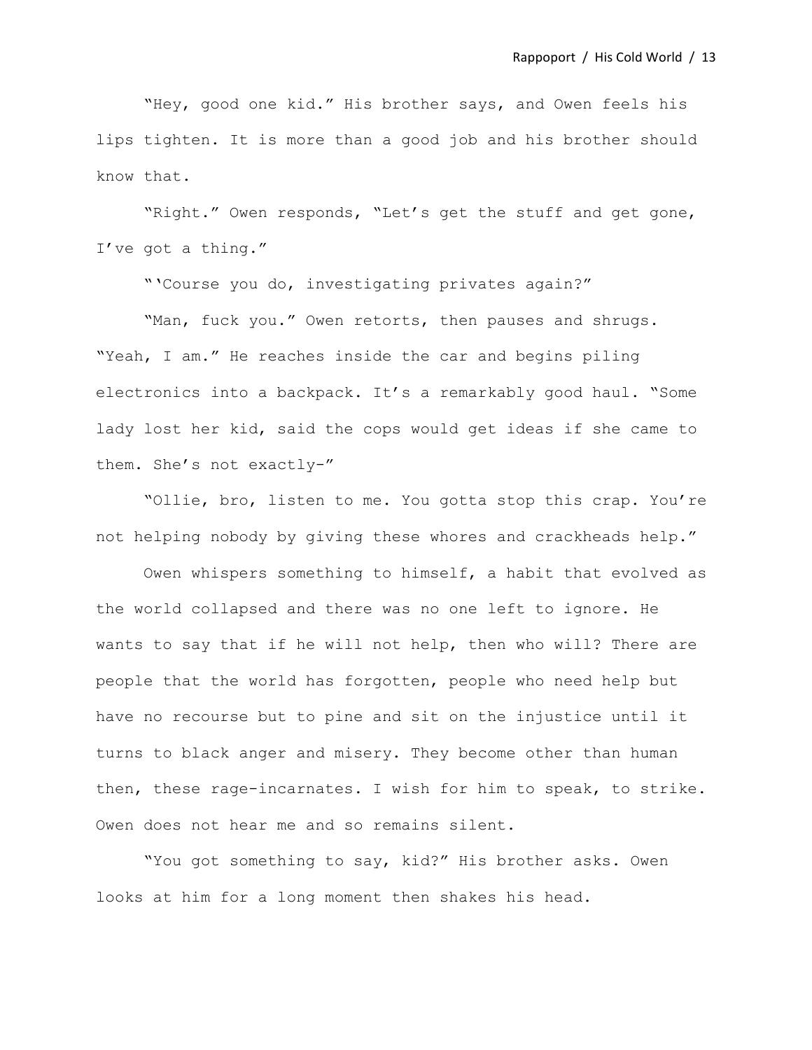"Hey, good one kid." His brother says, and Owen feels his lips tighten. It is more than a good job and his brother should know that.

"Right." Owen responds, "Let's get the stuff and get gone, I've got a thing."

"'Course you do, investigating privates again?"

"Man, fuck you." Owen retorts, then pauses and shrugs. "Yeah, I am." He reaches inside the car and begins piling electronics into a backpack. It's a remarkably good haul. "Some lady lost her kid, said the cops would get ideas if she came to them. She's not exactly-"

"Ollie, bro, listen to me. You gotta stop this crap. You're not helping nobody by giving these whores and crackheads help."

Owen whispers something to himself, a habit that evolved as the world collapsed and there was no one left to ignore. He wants to say that if he will not help, then who will? There are people that the world has forgotten, people who need help but have no recourse but to pine and sit on the injustice until it turns to black anger and misery. They become other than human then, these rage-incarnates. I wish for him to speak, to strike. Owen does not hear me and so remains silent.

"You got something to say, kid?" His brother asks. Owen looks at him for a long moment then shakes his head.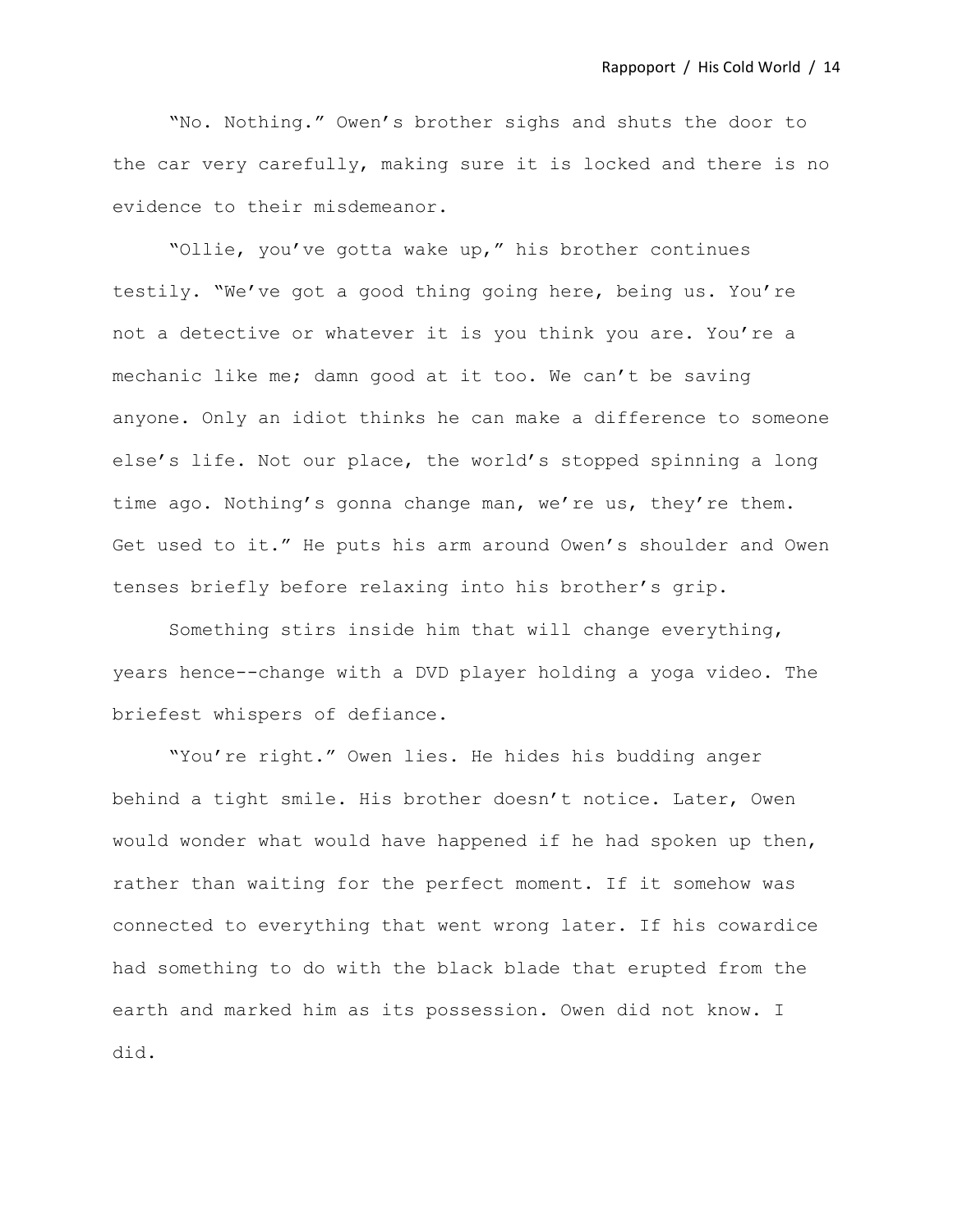"No. Nothing." Owen's brother sighs and shuts the door to the car very carefully, making sure it is locked and there is no evidence to their misdemeanor.

"Ollie, you've gotta wake up," his brother continues testily. "We've got a good thing going here, being us. You're not a detective or whatever it is you think you are. You're a mechanic like me; damn good at it too. We can't be saving anyone. Only an idiot thinks he can make a difference to someone else's life. Not our place, the world's stopped spinning a long time ago. Nothing's gonna change man, we're us, they're them. Get used to it." He puts his arm around Owen's shoulder and Owen tenses briefly before relaxing into his brother's grip.

Something stirs inside him that will change everything, years hence--change with a DVD player holding a yoga video. The briefest whispers of defiance.

"You're right." Owen lies. He hides his budding anger behind a tight smile. His brother doesn't notice. Later, Owen would wonder what would have happened if he had spoken up then, rather than waiting for the perfect moment. If it somehow was connected to everything that went wrong later. If his cowardice had something to do with the black blade that erupted from the earth and marked him as its possession. Owen did not know. I did.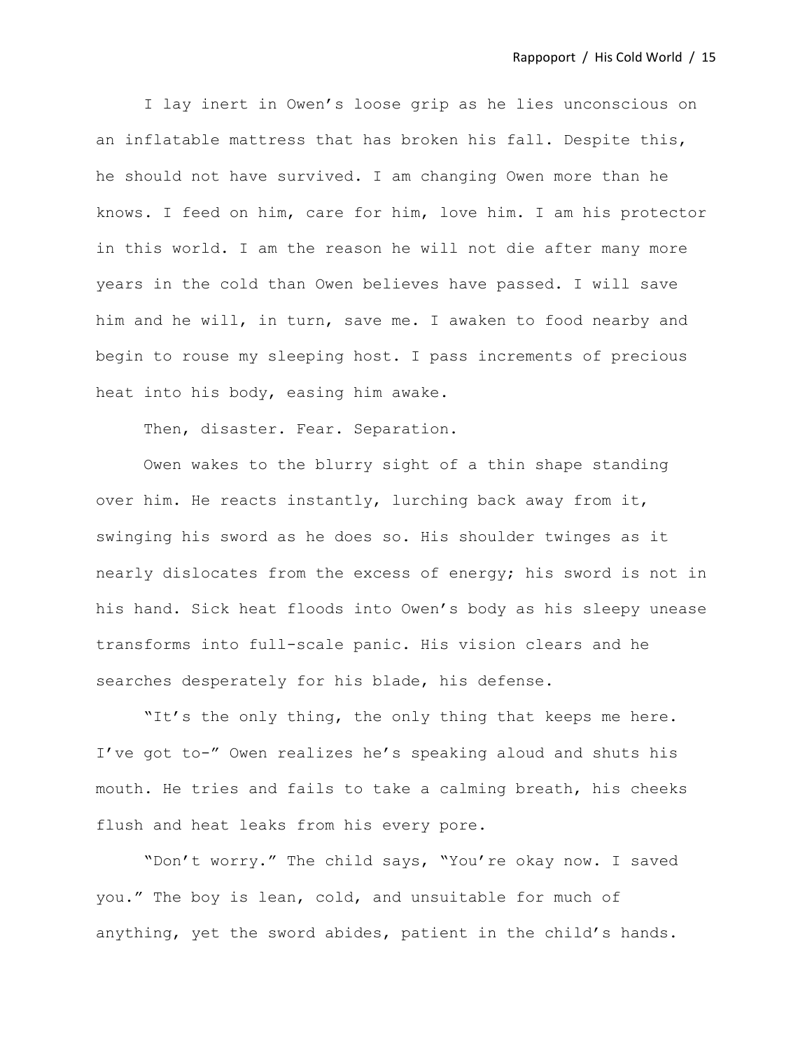I lay inert in Owen's loose grip as he lies unconscious on an inflatable mattress that has broken his fall. Despite this, he should not have survived. I am changing Owen more than he knows. I feed on him, care for him, love him. I am his protector in this world. I am the reason he will not die after many more years in the cold than Owen believes have passed. I will save him and he will, in turn, save me. I awaken to food nearby and begin to rouse my sleeping host. I pass increments of precious heat into his body, easing him awake.

Then, disaster. Fear. Separation.

Owen wakes to the blurry sight of a thin shape standing over him. He reacts instantly, lurching back away from it, swinging his sword as he does so. His shoulder twinges as it nearly dislocates from the excess of energy; his sword is not in his hand. Sick heat floods into Owen's body as his sleepy unease transforms into full-scale panic. His vision clears and he searches desperately for his blade, his defense.

"It's the only thing, the only thing that keeps me here. I've got to-" Owen realizes he's speaking aloud and shuts his mouth. He tries and fails to take a calming breath, his cheeks flush and heat leaks from his every pore.

"Don't worry." The child says, "You're okay now. I saved you." The boy is lean, cold, and unsuitable for much of anything, yet the sword abides, patient in the child's hands.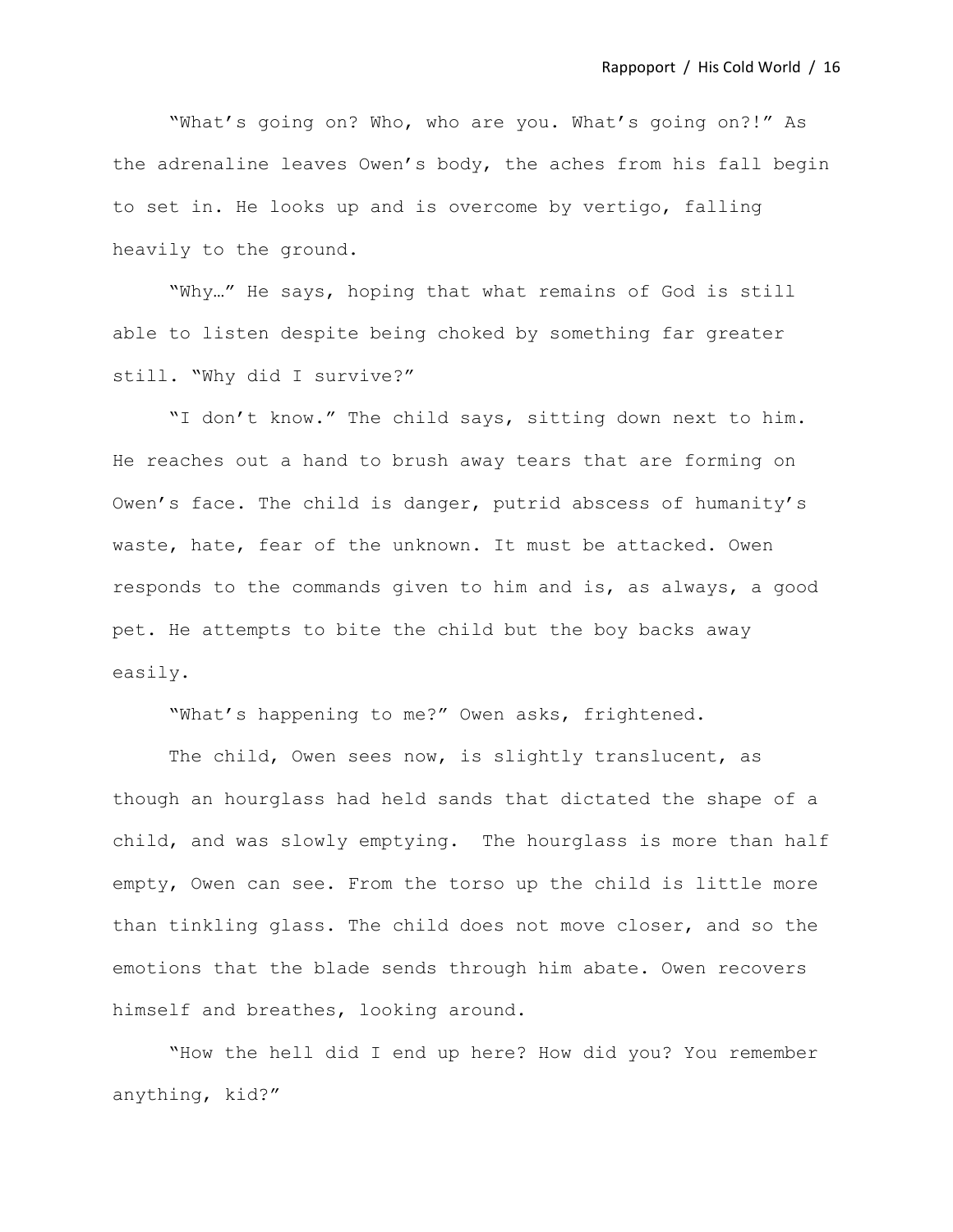"What's going on? Who, who are you. What's going on?!" As the adrenaline leaves Owen's body, the aches from his fall begin to set in. He looks up and is overcome by vertigo, falling heavily to the ground.

"Why…" He says, hoping that what remains of God is still able to listen despite being choked by something far greater still. "Why did I survive?"

"I don't know." The child says, sitting down next to him. He reaches out a hand to brush away tears that are forming on Owen's face. The child is danger, putrid abscess of humanity's waste, hate, fear of the unknown. It must be attacked. Owen responds to the commands given to him and is, as always, a good pet. He attempts to bite the child but the boy backs away easily.

"What's happening to me?" Owen asks, frightened.

The child, Owen sees now, is slightly translucent, as though an hourglass had held sands that dictated the shape of a child, and was slowly emptying. The hourglass is more than half empty, Owen can see. From the torso up the child is little more than tinkling glass. The child does not move closer, and so the emotions that the blade sends through him abate. Owen recovers himself and breathes, looking around.

"How the hell did I end up here? How did you? You remember anything, kid?"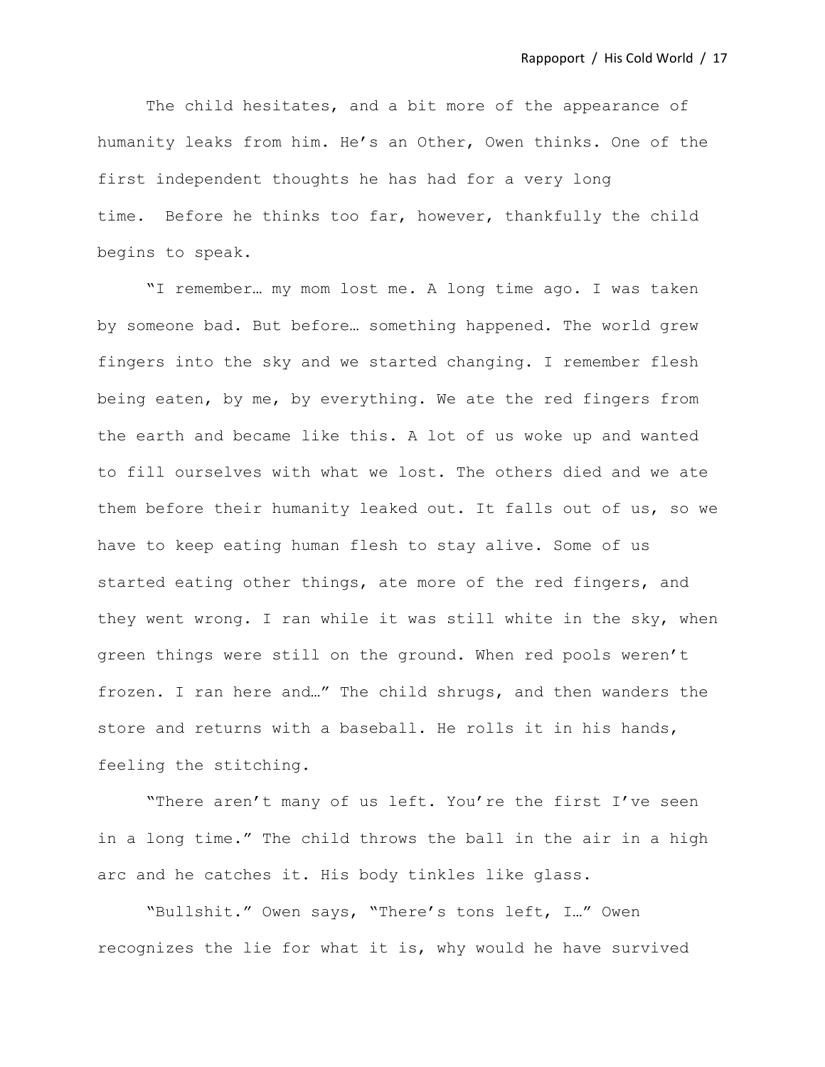The child hesitates, and a bit more of the appearance of humanity leaks from him. He's an Other, Owen thinks. One of the first independent thoughts he has had for a very long time.  Before he thinks too far, however, thankfully the child begins to speak.

"I remember… my mom lost me. A long time ago. I was taken by someone bad. But before… something happened. The world grew fingers into the sky and we started changing. I remember flesh being eaten, by me, by everything. We ate the red fingers from the earth and became like this. A lot of us woke up and wanted to fill ourselves with what we lost. The others died and we ate them before their humanity leaked out. It falls out of us, so we have to keep eating human flesh to stay alive. Some of us started eating other things, ate more of the red fingers, and they went wrong. I ran while it was still white in the sky, when green things were still on the ground. When red pools weren't frozen. I ran here and…" The child shrugs, and then wanders the store and returns with a baseball. He rolls it in his hands, feeling the stitching.

"There aren't many of us left. You're the first I've seen in a long time." The child throws the ball in the air in a high arc and he catches it. His body tinkles like glass.

"Bullshit." Owen says, "There's tons left, I…" Owen recognizes the lie for what it is, why would he have survived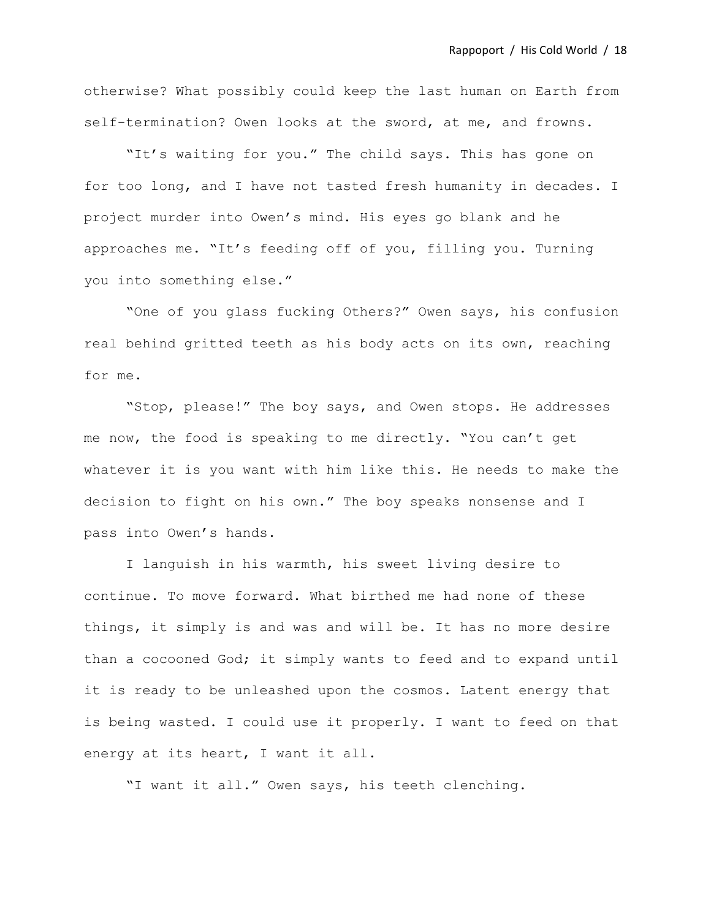otherwise? What possibly could keep the last human on Earth from self-termination? Owen looks at the sword, at me, and frowns.

"It's waiting for you." The child says. This has gone on for too long, and I have not tasted fresh humanity in decades. I project murder into Owen's mind. His eyes go blank and he approaches me. "It's feeding off of you, filling you. Turning you into something else."

"One of you glass fucking Others?" Owen says, his confusion real behind gritted teeth as his body acts on its own, reaching for me.

"Stop, please!" The boy says, and Owen stops. He addresses me now, the food is speaking to me directly. "You can't get whatever it is you want with him like this. He needs to make the decision to fight on his own." The boy speaks nonsense and I pass into Owen's hands.

I languish in his warmth, his sweet living desire to continue. To move forward. What birthed me had none of these things, it simply is and was and will be. It has no more desire than a cocooned God; it simply wants to feed and to expand until it is ready to be unleashed upon the cosmos. Latent energy that is being wasted. I could use it properly. I want to feed on that energy at its heart, I want it all.

"I want it all." Owen says, his teeth clenching.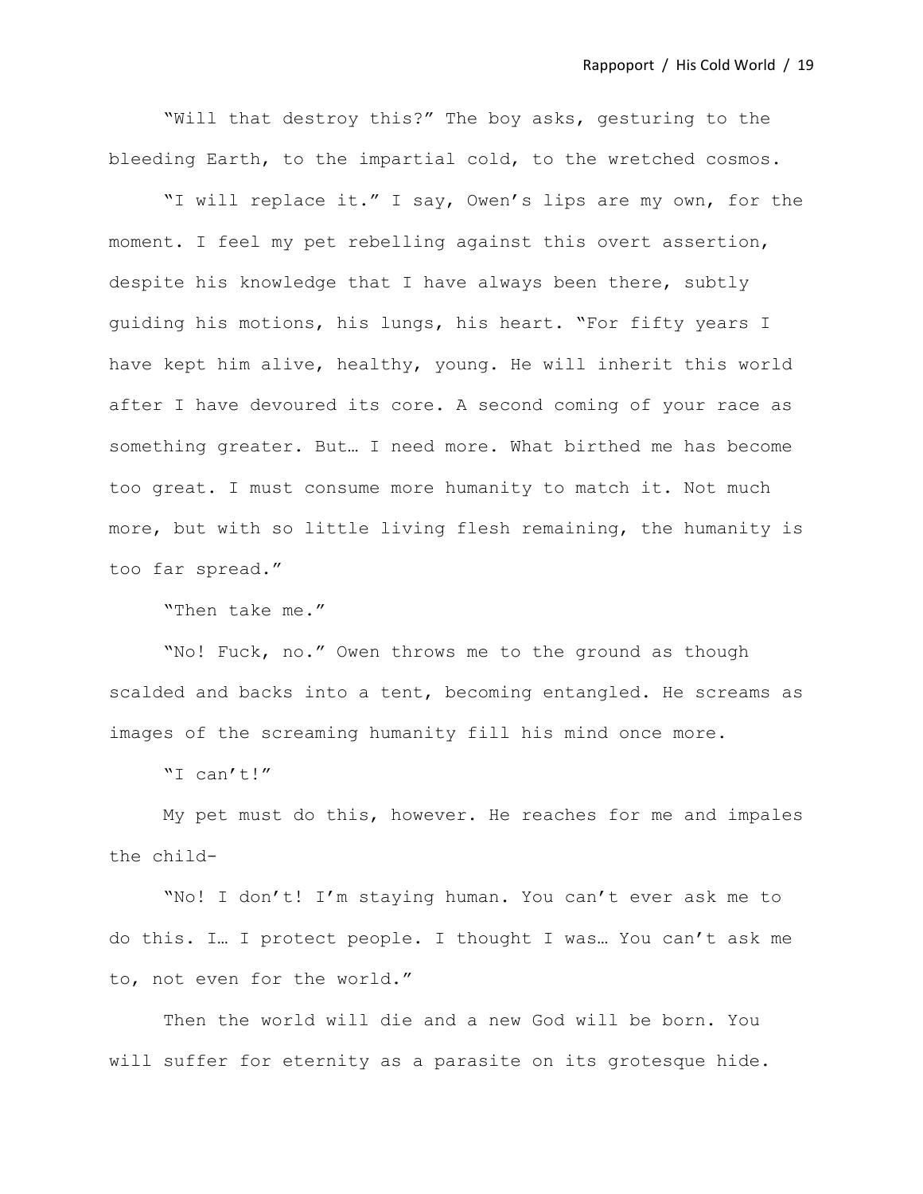"Will that destroy this?" The boy asks, gesturing to the bleeding Earth, to the impartial cold, to the wretched cosmos.

"I will replace it." I say, Owen's lips are my own, for the moment. I feel my pet rebelling against this overt assertion, despite his knowledge that I have always been there, subtly guiding his motions, his lungs, his heart. "For fifty years I have kept him alive, healthy, young. He will inherit this world after I have devoured its core. A second coming of your race as something greater. But… I need more. What birthed me has become too great. I must consume more humanity to match it. Not much more, but with so little living flesh remaining, the humanity is too far spread."

"Then take me."

"No! Fuck, no." Owen throws me to the ground as though scalded and backs into a tent, becoming entangled. He screams as images of the screaming humanity fill his mind once more.

"I can't!"

My pet must do this, however. He reaches for me and impales the child-

"No! I don't! I'm staying human. You can't ever ask me to do this. I… I protect people. I thought I was… You can't ask me to, not even for the world."

Then the world will die and a new God will be born. You will suffer for eternity as a parasite on its grotesque hide.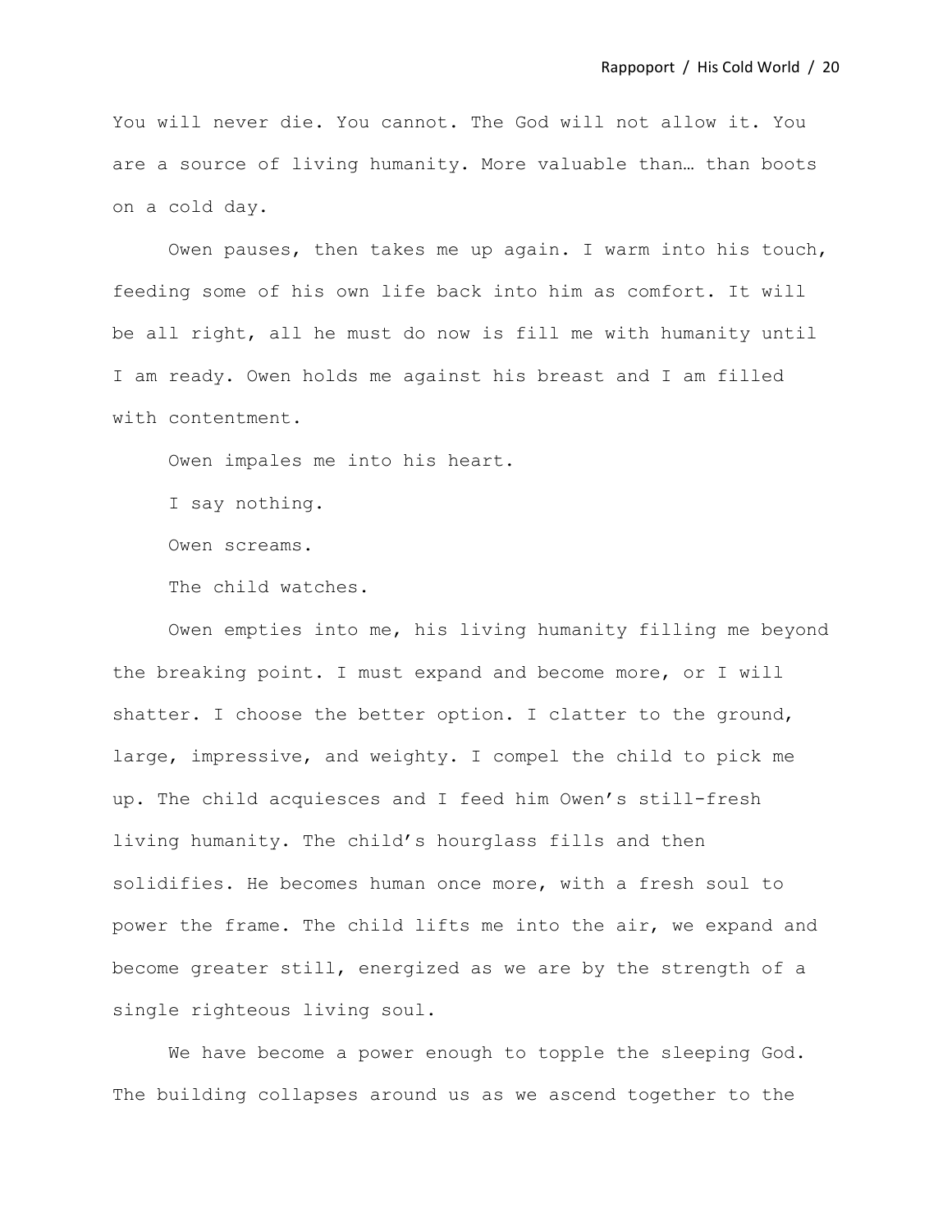You will never die. You cannot. The God will not allow it. You are a source of living humanity. More valuable than… than boots on a cold day.

Owen pauses, then takes me up again. I warm into his touch, feeding some of his own life back into him as comfort. It will be all right, all he must do now is fill me with humanity until I am ready. Owen holds me against his breast and I am filled with contentment.

Owen impales me into his heart.

I say nothing.

Owen screams.

The child watches.

Owen empties into me, his living humanity filling me beyond the breaking point. I must expand and become more, or I will shatter. I choose the better option. I clatter to the ground, large, impressive, and weighty. I compel the child to pick me up. The child acquiesces and I feed him Owen's still-fresh living humanity. The child's hourglass fills and then solidifies. He becomes human once more, with a fresh soul to power the frame. The child lifts me into the air, we expand and become greater still, energized as we are by the strength of a single righteous living soul.

We have become a power enough to topple the sleeping God. The building collapses around us as we ascend together to the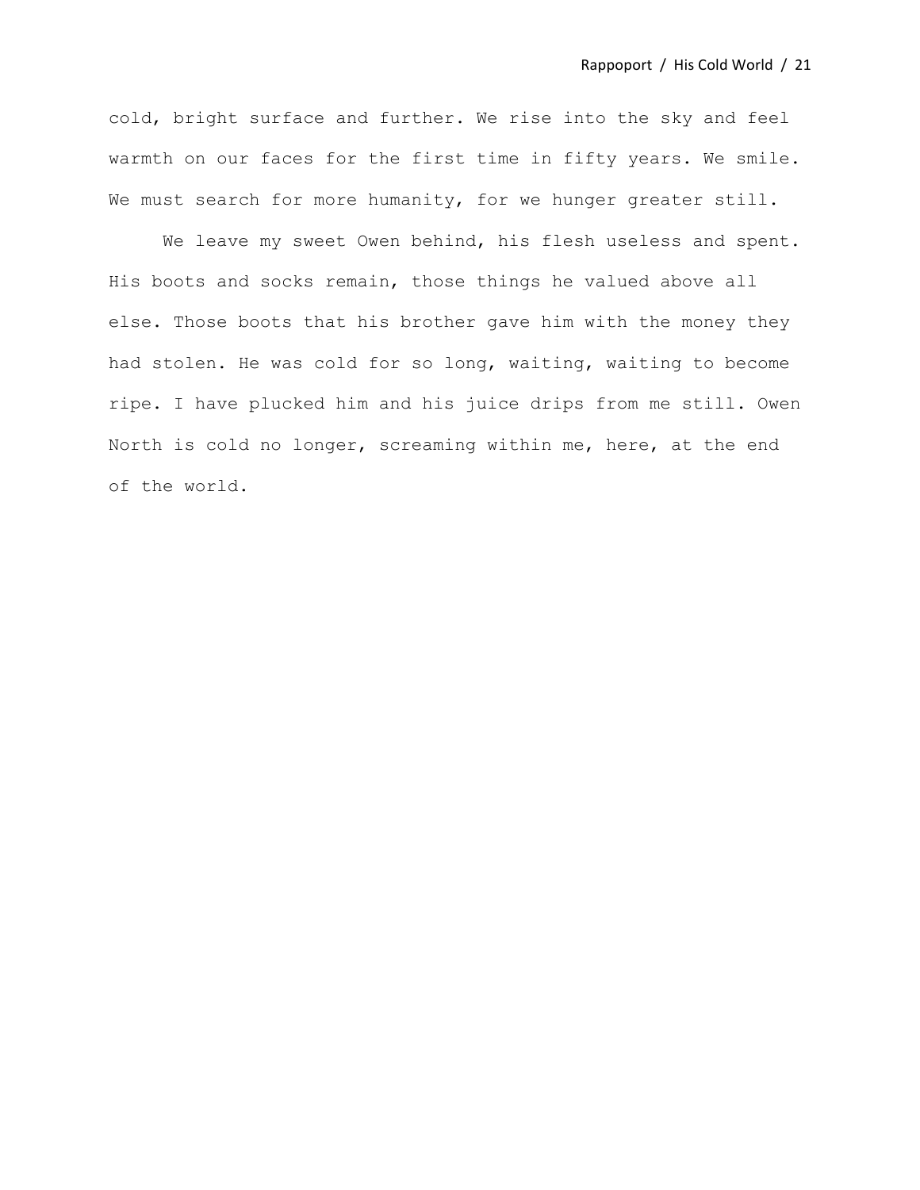cold, bright surface and further. We rise into the sky and feel warmth on our faces for the first time in fifty years. We smile. We must search for more humanity, for we hunger greater still.

We leave my sweet Owen behind, his flesh useless and spent. His boots and socks remain, those things he valued above all else. Those boots that his brother gave him with the money they had stolen. He was cold for so long, waiting, waiting to become ripe. I have plucked him and his juice drips from me still. Owen North is cold no longer, screaming within me, here, at the end of the world.